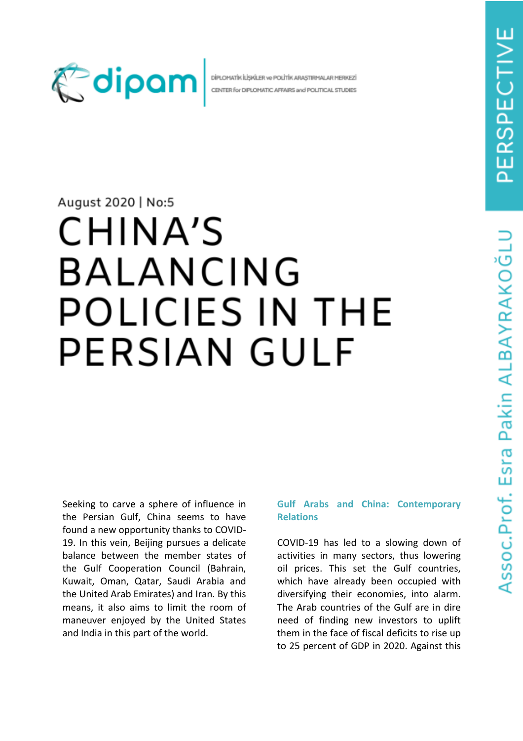dipam | DİPLOMATİK İLİŞKİLER ve POLİTİK ARAŞTIRMALAR MERKEZİ
CENTER for DIPLOMATIC AFFAIRS and POLITICAL STUDIES

PERSPECTIVE

August 2020 | No:5

# CHINA'S BALANCING POLICIES IN THE PERSIAN GULF

Assoc.Prof. Esra Pakin ALBAYRAKOĞLU

Seeking to carve a sphere of influence in the Persian Gulf, China seems to have found a new opportunity thanks to COVID-19. In this vein, Beijing pursues a delicate balance between the member states of the Gulf Cooperation Council (Bahrain, Kuwait, Oman, Qatar, Saudi Arabia and the United Arab Emirates) and Iran. By this means, it also aims to limit the room of maneuver enjoyed by the United States and India in this part of the world.

## Gulf Arabs and China: Contemporary Relations

COVID-19 has led to a slowing down of activities in many sectors, thus lowering oil prices. This set the Gulf countries, which have already been occupied with diversifying their economies, into alarm. The Arab countries of the Gulf are in dire need of finding new investors to uplift them in the face of fiscal deficits to rise up to 25 percent of GDP in 2020. Against this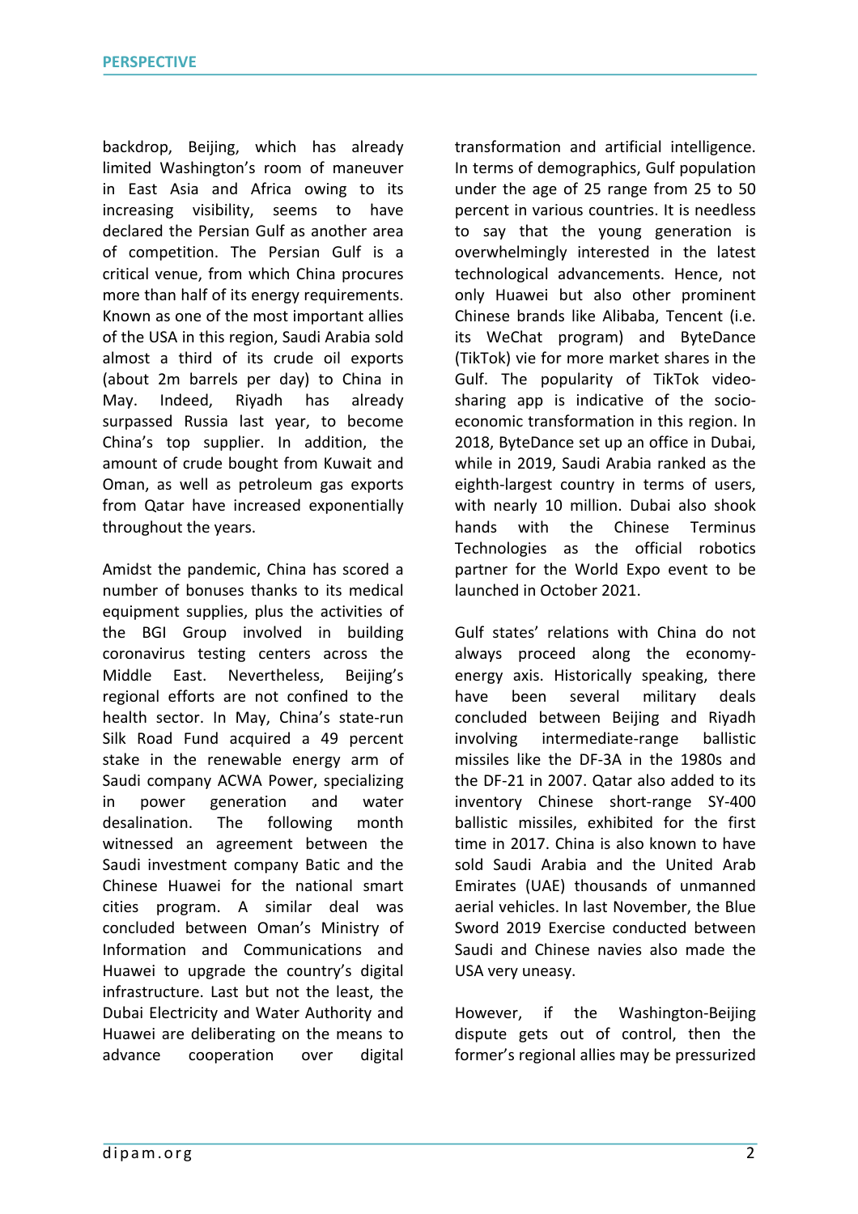backdrop, Beijing, which has already limited Washington's room of maneuver in East Asia and Africa owing to its increasing visibility, seems to have declared the Persian Gulf as another area of competition. The Persian Gulf is a critical venue, from which China procures more than half of its energy requirements. Known as one of the most important allies of the USA in this region, Saudi Arabia sold almost a third of its crude oil exports (about 2m barrels per day) to China in May. Indeed, Riyadh has already surpassed Russia last year, to become China's top supplier. In addition, the amount of crude bought from Kuwait and Oman, as well as petroleum gas exports from Qatar have increased exponentially throughout the years.

Amidst the pandemic, China has scored a number of bonuses thanks to its medical equipment supplies, plus the activities of the BGI Group involved in building coronavirus testing centers across the Middle East. Nevertheless, Beijing's regional efforts are not confined to the health sector. In May, China's state-run Silk Road Fund acquired a 49 percent stake in the renewable energy arm of Saudi company ACWA Power, specializing in power generation and water desalination. The following month witnessed an agreement between the Saudi investment company Batic and the Chinese Huawei for the national smart cities program. A similar deal was concluded between Oman's Ministry of Information and Communications and Huawei to upgrade the country's digital infrastructure. Last but not the least, the Dubai Electricity and Water Authority and Huawei are deliberating on the means to advance cooperation over digital transformation and artificial intelligence. In terms of demographics, Gulf population under the age of 25 range from 25 to 50 percent in various countries. It is needless to say that the young generation is overwhelmingly interested in the latest technological advancements. Hence, not only Huawei but also other prominent Chinese brands like Alibaba, Tencent (i.e. its WeChat program) and ByteDance (TikTok) vie for more market shares in the Gulf. The popularity of TikTok video-sharing app is indicative of the socio-economic transformation in this region. In 2018, ByteDance set up an office in Dubai, while in 2019, Saudi Arabia ranked as the eighth-largest country in terms of users, with nearly 10 million. Dubai also shook hands with the Chinese Terminus Technologies as the official robotics partner for the World Expo event to be launched in October 2021.

Gulf states' relations with China do not always proceed along the economy-energy axis. Historically speaking, there have been several military deals concluded between Beijing and Riyadh involving intermediate-range ballistic missiles like the DF-3A in the 1980s and the DF-21 in 2007. Qatar also added to its inventory Chinese short-range SY-400 ballistic missiles, exhibited for the first time in 2017. China is also known to have sold Saudi Arabia and the United Arab Emirates (UAE) thousands of unmanned aerial vehicles. In last November, the Blue Sword 2019 Exercise conducted between Saudi and Chinese navies also made the USA very uneasy.

However, if the Washington-Beijing dispute gets out of control, then the former's regional allies may be pressurized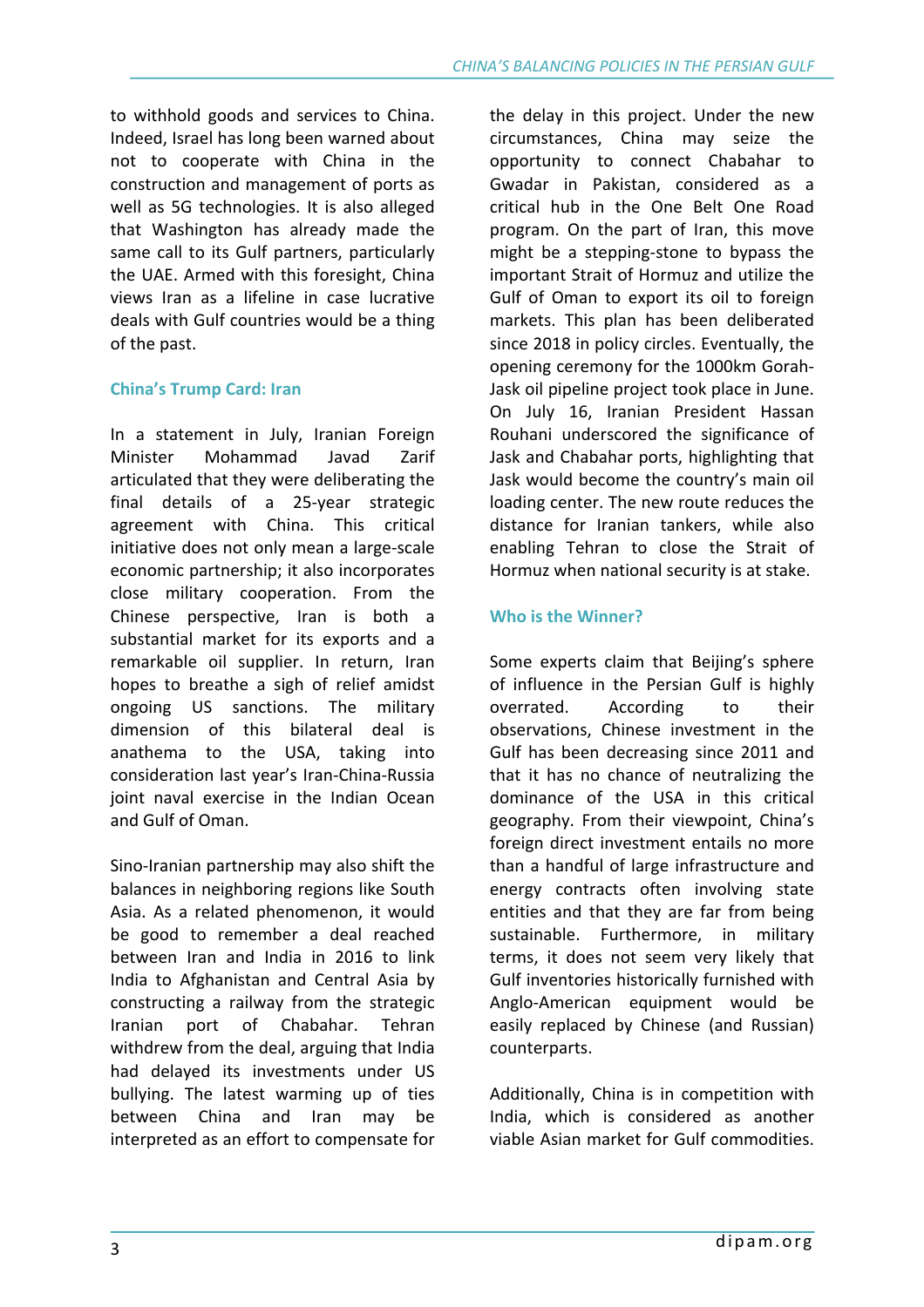to withhold goods and services to China. Indeed, Israel has long been warned about not to cooperate with China in the construction and management of ports as well as 5G technologies. It is also alleged that Washington has already made the same call to its Gulf partners, particularly the UAE. Armed with this foresight, China views Iran as a lifeline in case lucrative deals with Gulf countries would be a thing of the past.

## China's Trump Card: Iran

In a statement in July, Iranian Foreign Minister Mohammad Javad Zarif articulated that they were deliberating the final details of a 25-year strategic agreement with China. This critical initiative does not only mean a large-scale economic partnership; it also incorporates close military cooperation. From the Chinese perspective, Iran is both a substantial market for its exports and a remarkable oil supplier. In return, Iran hopes to breathe a sigh of relief amidst ongoing US sanctions. The military dimension of this bilateral deal is anathema to the USA, taking into consideration last year's Iran-China-Russia joint naval exercise in the Indian Ocean and Gulf of Oman.

Sino-Iranian partnership may also shift the balances in neighboring regions like South Asia. As a related phenomenon, it would be good to remember a deal reached between Iran and India in 2016 to link India to Afghanistan and Central Asia by constructing a railway from the strategic Iranian port of Chabahar. Tehran withdrew from the deal, arguing that India had delayed its investments under US bullying. The latest warming up of ties between China and Iran may be interpreted as an effort to compensate for the delay in this project. Under the new circumstances, China may seize the opportunity to connect Chabahar to Gwadar in Pakistan, considered as a critical hub in the One Belt One Road program. On the part of Iran, this move might be a stepping-stone to bypass the important Strait of Hormuz and utilize the Gulf of Oman to export its oil to foreign markets. This plan has been deliberated since 2018 in policy circles. Eventually, the opening ceremony for the 1000km Gorah-Jask oil pipeline project took place in June. On July 16, Iranian President Hassan Rouhani underscored the significance of Jask and Chabahar ports, highlighting that Jask would become the country's main oil loading center. The new route reduces the distance for Iranian tankers, while also enabling Tehran to close the Strait of Hormuz when national security is at stake.

## Who is the Winner?

Some experts claim that Beijing's sphere of influence in the Persian Gulf is highly overrated. According to their observations, Chinese investment in the Gulf has been decreasing since 2011 and that it has no chance of neutralizing the dominance of the USA in this critical geography. From their viewpoint, China's foreign direct investment entails no more than a handful of large infrastructure and energy contracts often involving state entities and that they are far from being sustainable. Furthermore, in military terms, it does not seem very likely that Gulf inventories historically furnished with Anglo-American equipment would be easily replaced by Chinese (and Russian) counterparts.

Additionally, China is in competition with India, which is considered as another viable Asian market for Gulf commodities.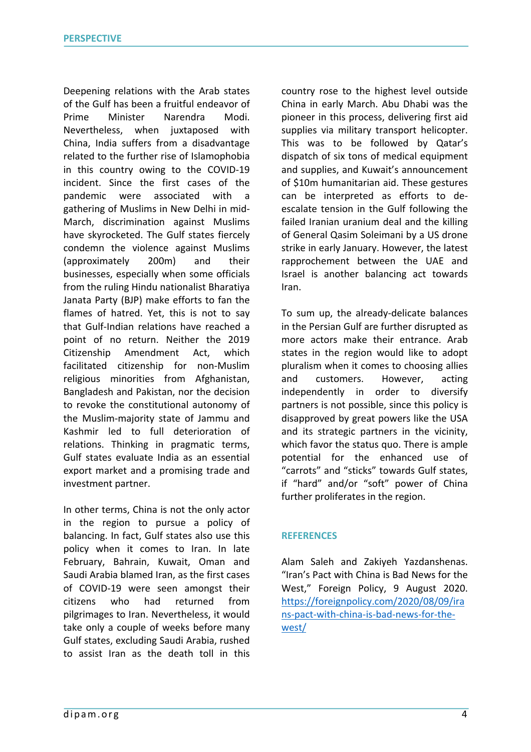Deepening relations with the Arab states of the Gulf has been a fruitful endeavor of Prime Minister Narendra Modi. Nevertheless, when juxtaposed with China, India suffers from a disadvantage related to the further rise of Islamophobia in this country owing to the COVID-19 incident. Since the first cases of the pandemic were associated with a gathering of Muslims in New Delhi in mid-March, discrimination against Muslims have skyrocketed. The Gulf states fiercely condemn the violence against Muslims (approximately 200m) and their businesses, especially when some officials from the ruling Hindu nationalist Bharatiya Janata Party (BJP) make efforts to fan the flames of hatred. Yet, this is not to say that Gulf-Indian relations have reached a point of no return. Neither the 2019 Citizenship Amendment Act, which facilitated citizenship for non-Muslim religious minorities from Afghanistan, Bangladesh and Pakistan, nor the decision to revoke the constitutional autonomy of the Muslim-majority state of Jammu and Kashmir led to full deterioration of relations. Thinking in pragmatic terms, Gulf states evaluate India as an essential export market and a promising trade and investment partner.

In other terms, China is not the only actor in the region to pursue a policy of balancing. In fact, Gulf states also use this policy when it comes to Iran. In late February, Bahrain, Kuwait, Oman and Saudi Arabia blamed Iran, as the first cases of COVID-19 were seen amongst their citizens who had returned from pilgrimages to Iran. Nevertheless, it would take only a couple of weeks before many Gulf states, excluding Saudi Arabia, rushed to assist Iran as the death toll in this country rose to the highest level outside China in early March. Abu Dhabi was the pioneer in this process, delivering first aid supplies via military transport helicopter. This was to be followed by Qatar's dispatch of six tons of medical equipment and supplies, and Kuwait's announcement of $10m humanitarian aid. These gestures can be interpreted as efforts to de-escalate tension in the Gulf following the failed Iranian uranium deal and the killing of General Qasim Soleimani by a US drone strike in early January. However, the latest rapprochement between the UAE and Israel is another balancing act towards Iran.

To sum up, the already-delicate balances in the Persian Gulf are further disrupted as more actors make their entrance. Arab states in the region would like to adopt pluralism when it comes to choosing allies and customers. However, acting independently in order to diversify partners is not possible, since this policy is disapproved by great powers like the USA and its strategic partners in the vicinity, which favor the status quo. There is ample potential for the enhanced use of "carrots" and "sticks" towards Gulf states, if "hard" and/or "soft" power of China further proliferates in the region.

## REFERENCES

Alam Saleh and Zakiyeh Yazdanshenas. "Iran's Pact with China is Bad News for the West," Foreign Policy, 9 August 2020. https://foreignpolicy.com/2020/08/09/irans-pact-with-china-is-bad-news-for-the-west/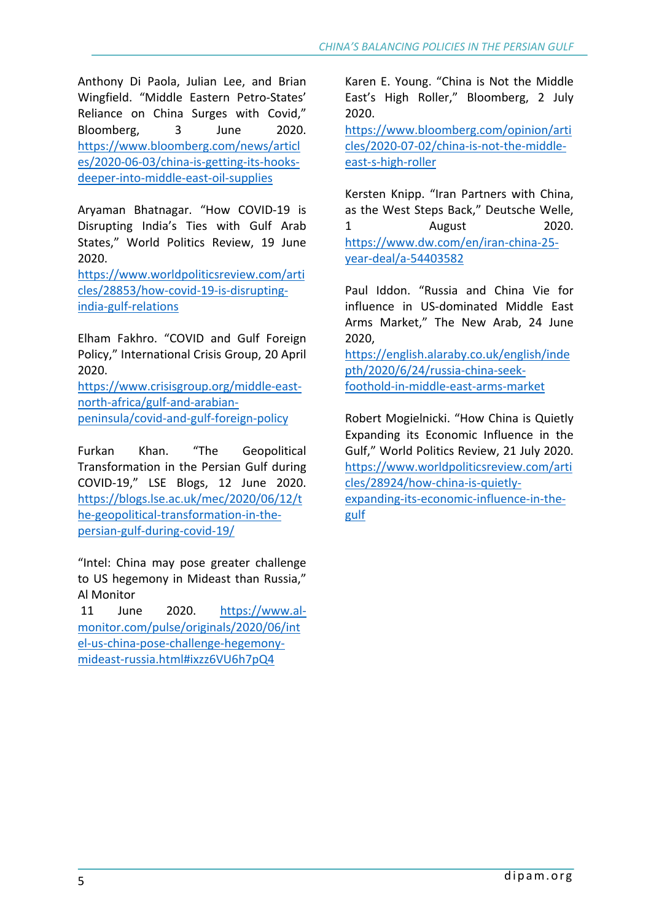Anthony Di Paola, Julian Lee, and Brian Wingfield. “Middle Eastern Petro-States' Reliance on China Surges with Covid,” Bloomberg, 3 June 2020. https://www.bloomberg.com/news/articles/2020-06-03/china-is-getting-its-hooks-deeper-into-middle-east-oil-supplies

Aryaman Bhatnagar. “How COVID-19 is Disrupting India's Ties with Gulf Arab States,” World Politics Review, 19 June 2020. https://www.worldpoliticsreview.com/articles/28853/how-covid-19-is-disrupting-india-gulf-relations

Elham Fakhro. “COVID and Gulf Foreign Policy,” International Crisis Group, 20 April 2020. https://www.crisisgroup.org/middle-east-north-africa/gulf-and-arabian-peninsula/covid-and-gulf-foreign-policy

Furkan Khan. “The Geopolitical Transformation in the Persian Gulf during COVID-19,” LSE Blogs, 12 June 2020. https://blogs.lse.ac.uk/mec/2020/06/12/the-geopolitical-transformation-in-the-persian-gulf-during-covid-19/

“Intel: China may pose greater challenge to US hegemony in Mideast than Russia,” Al Monitor 11 June 2020. https://www.al-monitor.com/pulse/originals/2020/06/intel-us-china-pose-challenge-hegemony-mideast-russia.html#ixzz6VU6h7pQ4

Karen E. Young. “China is Not the Middle East's High Roller,” Bloomberg, 2 July 2020. https://www.bloomberg.com/opinion/articles/2020-07-02/china-is-not-the-middle-east-s-high-roller

Kersten Knipp. “Iran Partners with China, as the West Steps Back,” Deutsche Welle, 1 August 2020. https://www.dw.com/en/iran-china-25-year-deal/a-54403582

Paul Iddon. “Russia and China Vie for influence in US-dominated Middle East Arms Market,” The New Arab, 24 June 2020, https://english.alaraby.co.uk/english/indepth/2020/6/24/russia-china-seek-foothold-in-middle-east-arms-market

Robert Mogielnicki. “How China is Quietly Expanding its Economic Influence in the Gulf,” World Politics Review, 21 July 2020. https://www.worldpoliticsreview.com/articles/28924/how-china-is-quietly-expanding-its-economic-influence-in-the-gulf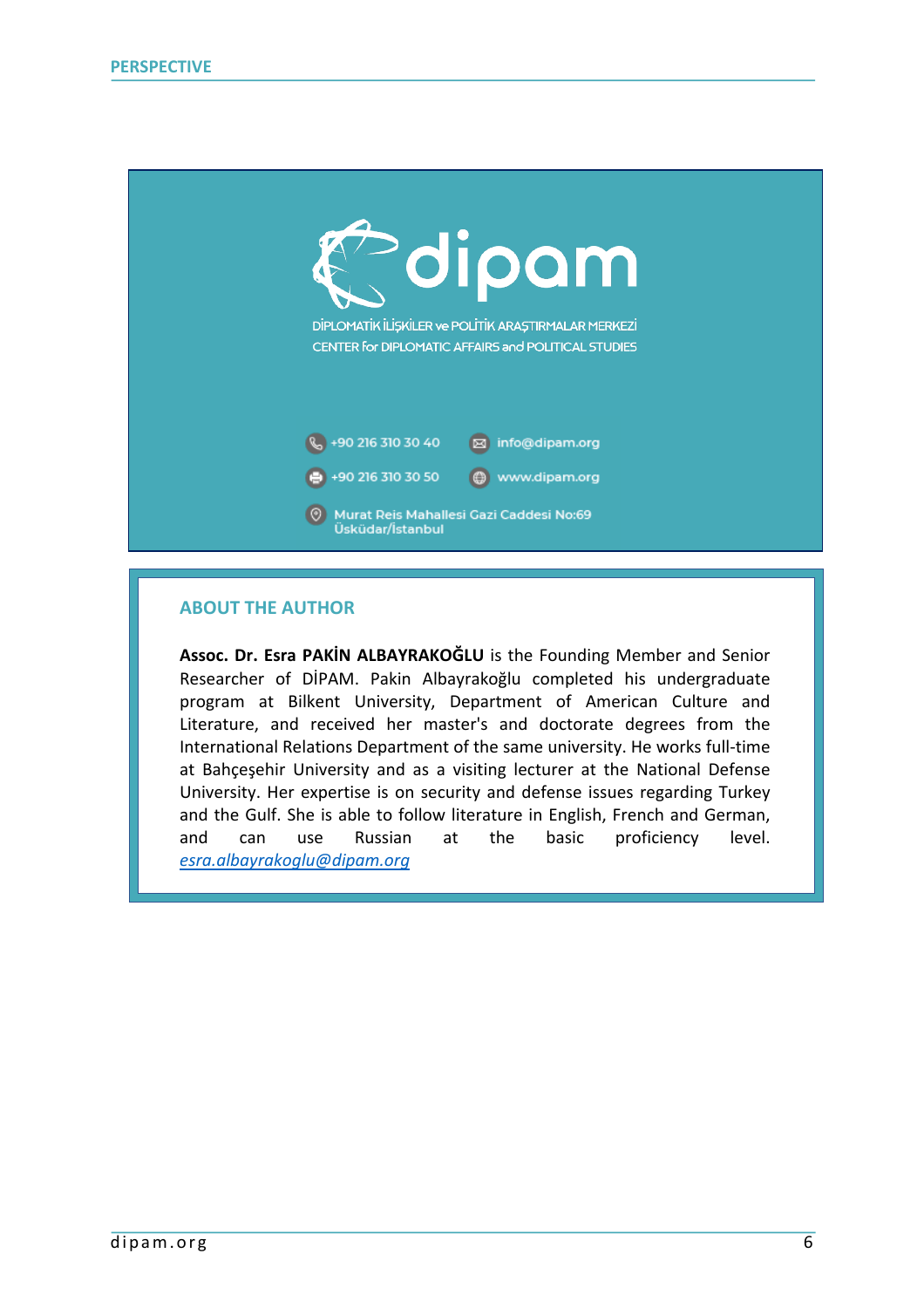dipam

DİPLOMATİK İLİŞKİLER ve POLİTİK ARAŞTIRMALAR MERKEZİ

CENTER for DIPLOMATIC AFFAIRS and POLITICAL STUDIES

+90 216 310 30 40

info@dipam.org

+90 216 310 30 50

www.dipam.org

Murat Reis Mahallesi Gazi Caddesi No:69
Üsküdar/İstanbul

## ABOUT THE AUTHOR

**Assoc. Dr. Esra PAKİN ALBAYRAKOĞLU** is the Founding Member and Senior Researcher of DİPAM. Pakin Albayrakoğlu completed his undergraduate program at Bilkent University, Department of American Culture and Literature, and received her master's and doctorate degrees from the International Relations Department of the same university. He works full-time at Bahçeşehir University and as a visiting lecturer at the National Defense University. Her expertise is on security and defense issues regarding Turkey and the Gulf. She is able to follow literature in English, French and German, and can use Russian at the basic proficiency level. *esra.albayrakoglu@dipam.org*